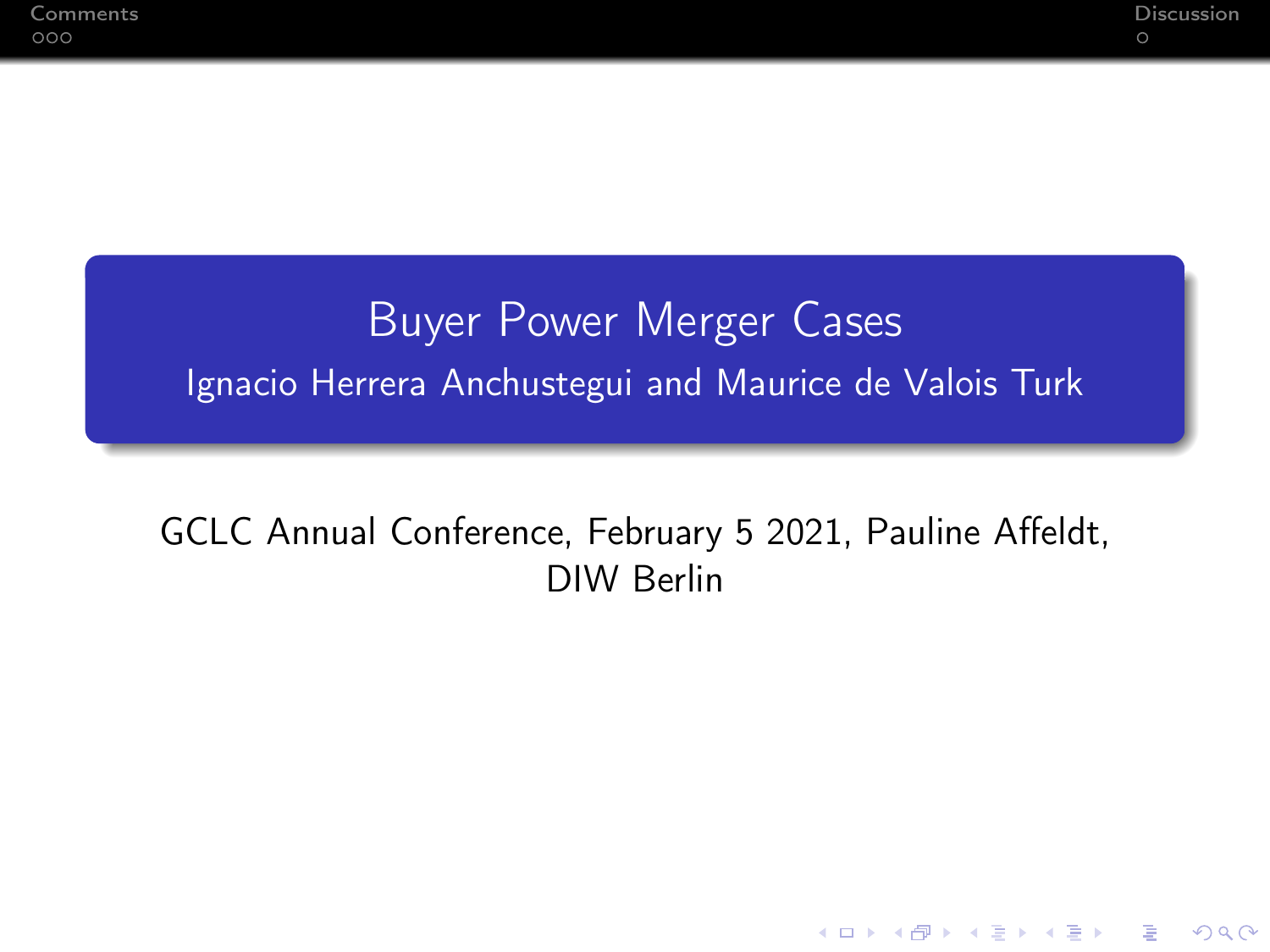# Buyer Power Merger Cases

Ignacio Herrera Anchustegui and Maurice de Valois Turk

GCLC Annual Conference, February 5 2021, Pauline Affeldt, DIW Berlin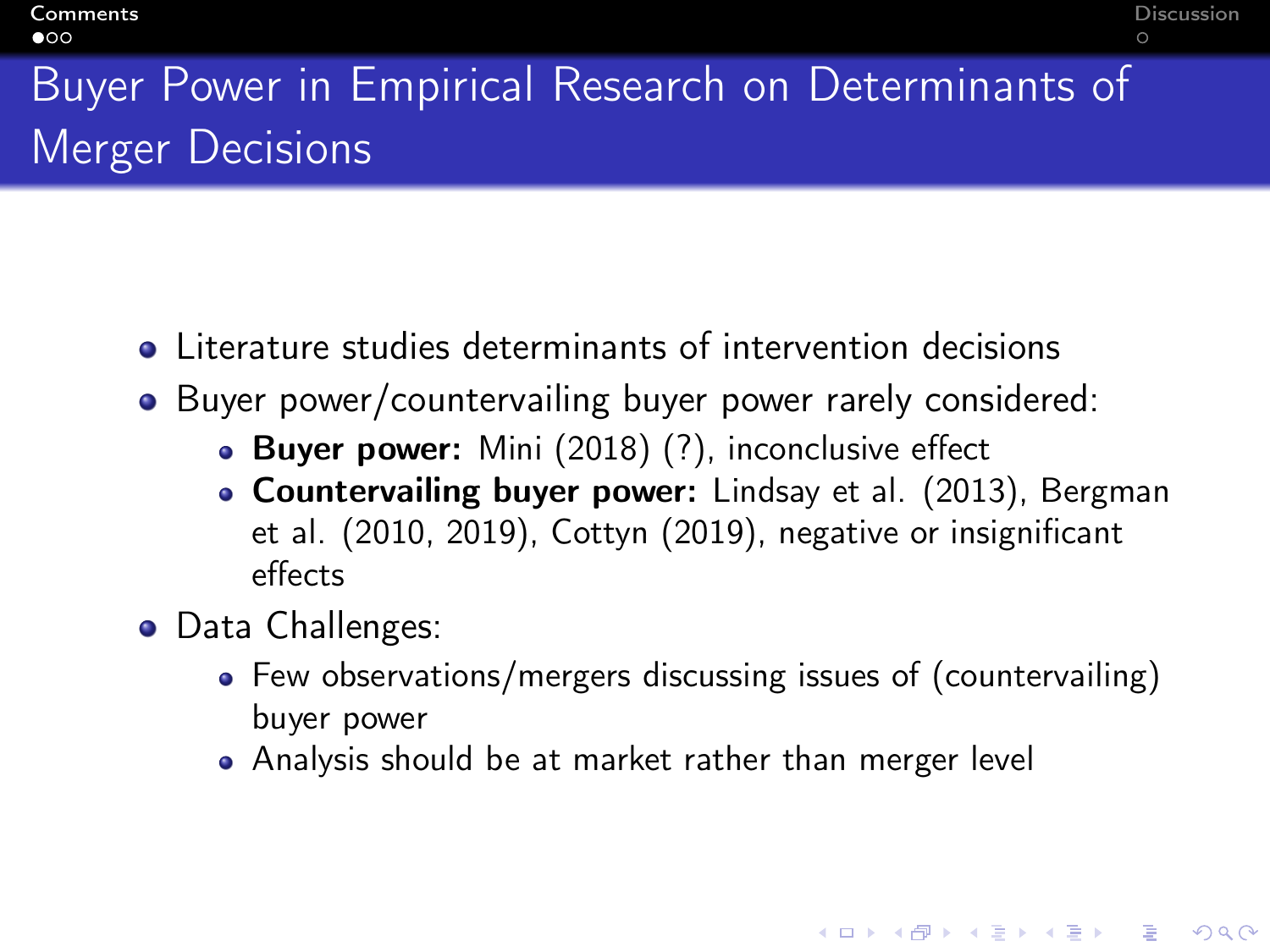# Buyer Power in Empirical Research on Determinants of Merger Decisions

- Literature studies determinants of intervention decisions
- Buyer power/countervailing buyer power rarely considered:
  - **Buyer power:** Mini (2018) (?), inconclusive effect
  - **Countervailing buyer power:** Lindsay et al. (2013), Bergman et al. (2010, 2019), Cottyn (2019), negative or insignificant effects
- Data Challenges:
  - Few observations/mergers discussing issues of (countervailing) buyer power
  - Analysis should be at market rather than merger level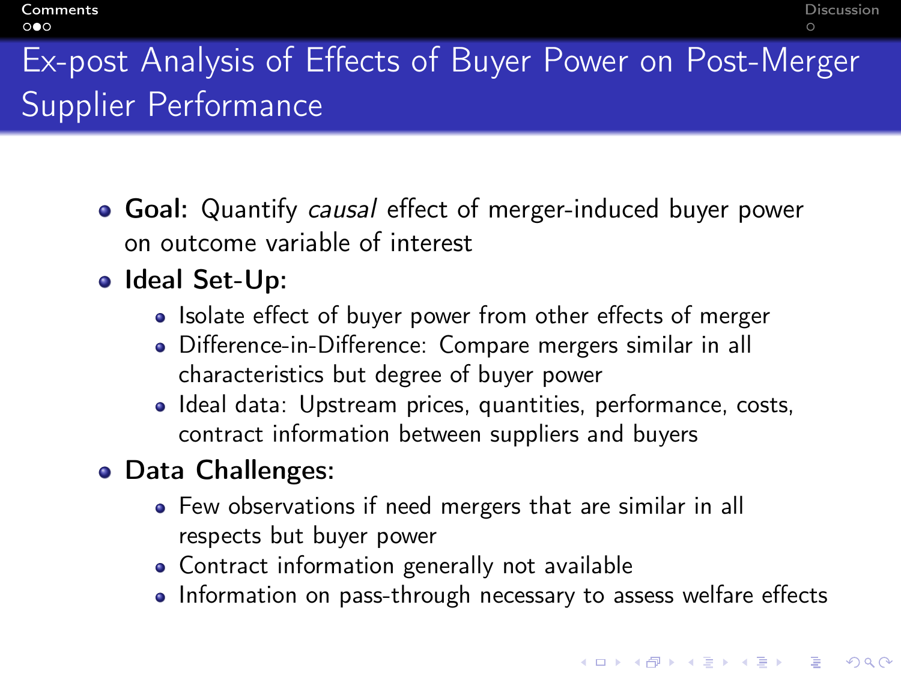# Ex-post Analysis of Effects of Buyer Power on Post-Merger Supplier Performance

- **Goal:** Quantify *causal* effect of merger-induced buyer power on outcome variable of interest
- **Ideal Set-Up:**
  - Isolate effect of buyer power from other effects of merger
  - Difference-in-Difference: Compare mergers similar in all characteristics but degree of buyer power
  - Ideal data: Upstream prices, quantities, performance, costs, contract information between suppliers and buyers
- **Data Challenges:**
  - Few observations if need mergers that are similar in all respects but buyer power
  - Contract information generally not available
  - Information on pass-through necessary to assess welfare effects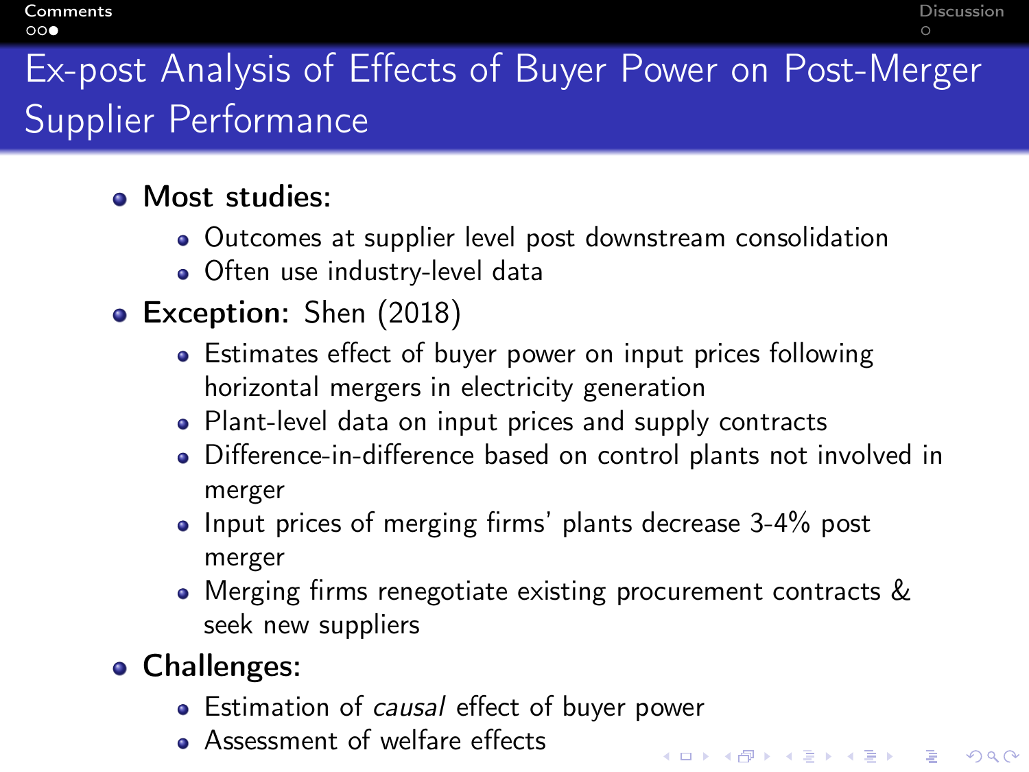# Ex-post Analysis of Effects of Buyer Power on Post-Merger Supplier Performance

- **Most studies:**
  - Outcomes at supplier level post downstream consolidation
  - Often use industry-level data
- **Exception:** Shen (2018)
  - Estimates effect of buyer power on input prices following horizontal mergers in electricity generation
  - Plant-level data on input prices and supply contracts
  - Difference-in-difference based on control plants not involved in merger
  - Input prices of merging firms' plants decrease 3-4% post merger
  - Merging firms renegotiate existing procurement contracts & seek new suppliers
- **Challenges:**
  - Estimation of *causal* effect of buyer power
  - Assessment of welfare effects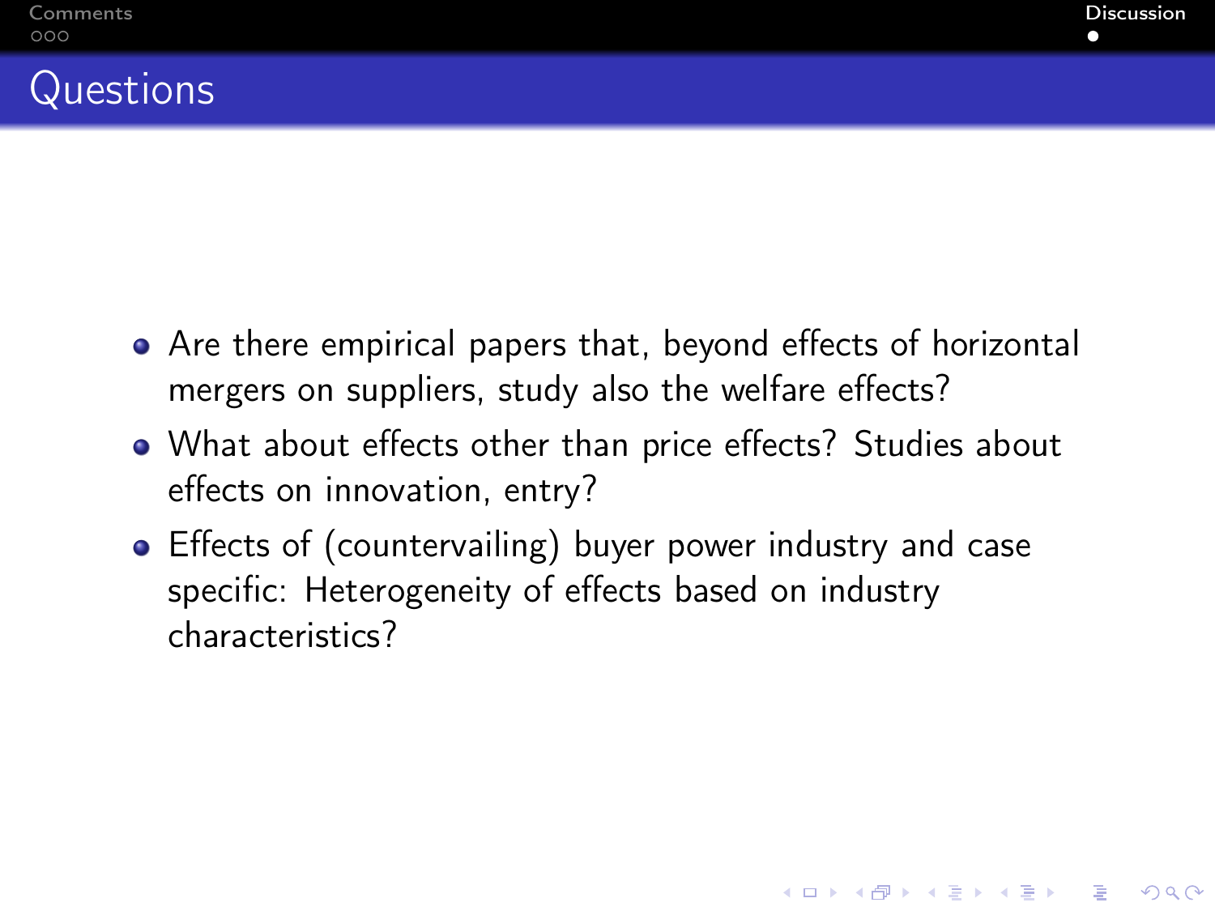# Questions

- Are there empirical papers that, beyond effects of horizontal mergers on suppliers, study also the welfare effects?
- What about effects other than price effects? Studies about effects on innovation, entry?
- Effects of (countervailing) buyer power industry and case specific: Heterogeneity of effects based on industry characteristics?